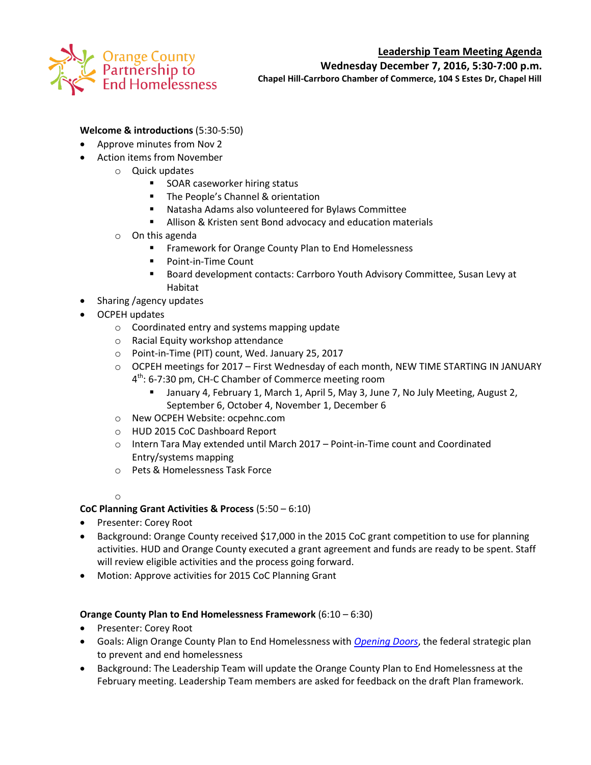Orange County Partnership to End Homelessness

# Leadership Team Meeting Agenda

**Wednesday December 7, 2016, 5:30-7:00 p.m.**

**Chapel Hill-Carrboro Chamber of Commerce, 104 S Estes Dr, Chapel Hill**

**Welcome & introductions** (5:30-5:50)

- Approve minutes from Nov 2
- Action items from November
  - Quick updates
    - SOAR caseworker hiring status
    - The People's Channel & orientation
    - Natasha Adams also volunteered for Bylaws Committee
    - Allison & Kristen sent Bond advocacy and education materials
  - On this agenda
    - Framework for Orange County Plan to End Homelessness
    - Point-in-Time Count
    - Board development contacts: Carrboro Youth Advisory Committee, Susan Levy at Habitat
- Sharing /agency updates
- OCPEH updates
  - Coordinated entry and systems mapping update
  - Racial Equity workshop attendance
  - Point-in-Time (PIT) count, Wed. January 25, 2017
  - OCPEH meetings for 2017 – First Wednesday of each month, NEW TIME STARTING IN JANUARY 4th: 6-7:30 pm, CH-C Chamber of Commerce meeting room
    - January 4, February 1, March 1, April 5, May 3, June 7, No July Meeting, August 2, September 6, October 4, November 1, December 6
  - New OCPEH Website: ocpehnc.com
  - HUD 2015 CoC Dashboard Report
  - Intern Tara May extended until March 2017 – Point-in-Time count and Coordinated Entry/systems mapping
  - Pets & Homelessness Task Force

**CoC Planning Grant Activities & Process** (5:50 – 6:10)

- Presenter: Corey Root
- Background: Orange County received $17,000 in the 2015 CoC grant competition to use for planning activities. HUD and Orange County executed a grant agreement and funds are ready to be spent. Staff will review eligible activities and the process going forward.
- Motion: Approve activities for 2015 CoC Planning Grant

**Orange County Plan to End Homelessness Framework** (6:10 – 6:30)

- Presenter: Corey Root
- Goals: Align Orange County Plan to End Homelessness with *Opening Doors*, the federal strategic plan to prevent and end homelessness
- Background: The Leadership Team will update the Orange County Plan to End Homelessness at the February meeting. Leadership Team members are asked for feedback on the draft Plan framework.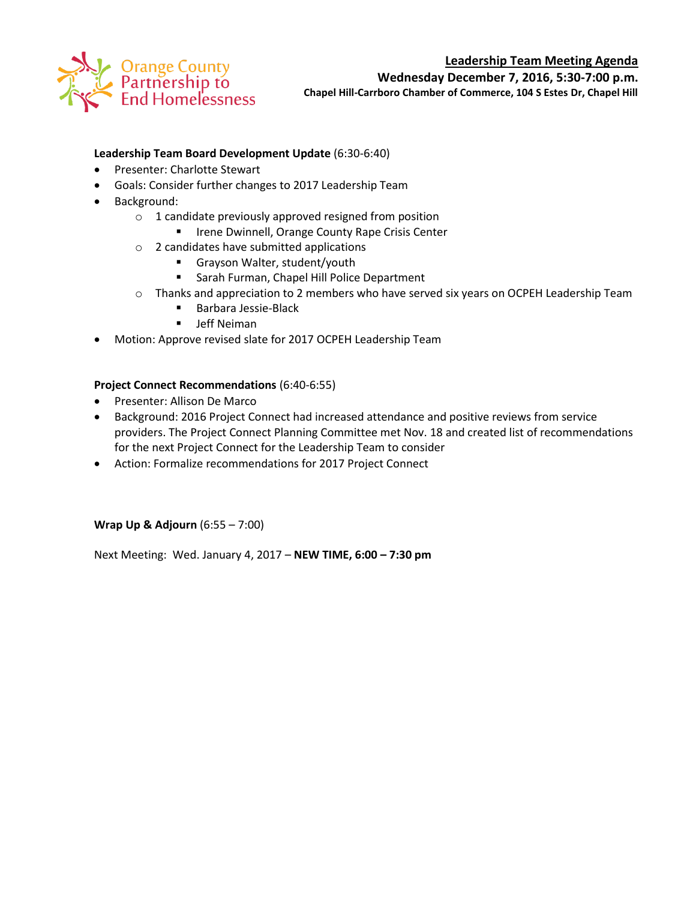Orange County Partnership to End Homelessness

**Leadership Team Meeting Agenda**

**Wednesday December 7, 2016, 5:30-7:00 p.m.**

**Chapel Hill-Carrboro Chamber of Commerce, 104 S Estes Dr, Chapel Hill**

**Leadership Team Board Development Update** (6:30-6:40)

- Presenter: Charlotte Stewart
- Goals: Consider further changes to 2017 Leadership Team
- Background:
  - 1 candidate previously approved resigned from position
    - Irene Dwinnell, Orange County Rape Crisis Center
  - 2 candidates have submitted applications
    - Grayson Walter, student/youth
    - Sarah Furman, Chapel Hill Police Department
  - Thanks and appreciation to 2 members who have served six years on OCPEH Leadership Team
    - Barbara Jessie-Black
    - Jeff Neiman
- Motion: Approve revised slate for 2017 OCPEH Leadership Team

**Project Connect Recommendations** (6:40-6:55)

- Presenter: Allison De Marco
- Background: 2016 Project Connect had increased attendance and positive reviews from service providers. The Project Connect Planning Committee met Nov. 18 and created list of recommendations for the next Project Connect for the Leadership Team to consider
- Action: Formalize recommendations for 2017 Project Connect

**Wrap Up & Adjourn** (6:55 – 7:00)

Next Meeting: Wed. January 4, 2017 – **NEW TIME, 6:00 – 7:30 pm**